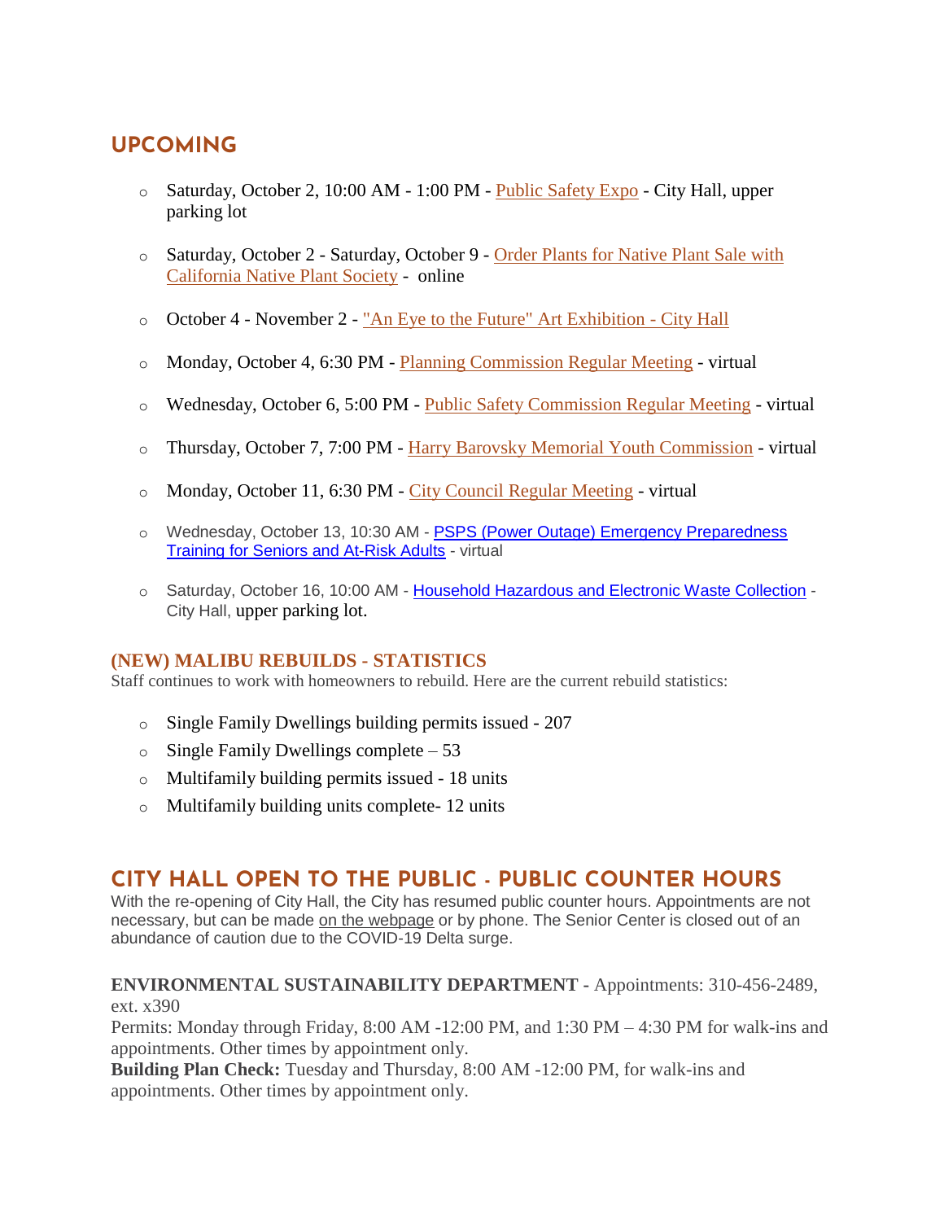## UPCOMING

- Saturday, October 2, 10:00 AM - 1:00 PM - Public Safety Expo - City Hall, upper parking lot
- Saturday, October 2 - Saturday, October 9 - Order Plants for Native Plant Sale with California Native Plant Society - online
- October 4 - November 2 - "An Eye to the Future" Art Exhibition - City Hall
- Monday, October 4, 6:30 PM - Planning Commission Regular Meeting - virtual
- Wednesday, October 6, 5:00 PM - Public Safety Commission Regular Meeting - virtual
- Thursday, October 7, 7:00 PM - Harry Barovsky Memorial Youth Commission - virtual
- Monday, October 11, 6:30 PM - City Council Regular Meeting - virtual
- Wednesday, October 13, 10:30 AM - PSPS (Power Outage) Emergency Preparedness Training for Seniors and At-Risk Adults - virtual
- Saturday, October 16, 10:00 AM - Household Hazardous and Electronic Waste Collection - City Hall, upper parking lot.

### (NEW) MALIBU REBUILDS - STATISTICS

Staff continues to work with homeowners to rebuild. Here are the current rebuild statistics:

- Single Family Dwellings building permits issued - 207
- Single Family Dwellings complete – 53
- Multifamily building permits issued - 18 units
- Multifamily building units complete- 12 units

## CITY HALL OPEN TO THE PUBLIC - PUBLIC COUNTER HOURS

With the re-opening of City Hall, the City has resumed public counter hours. Appointments are not necessary, but can be made on the webpage or by phone. The Senior Center is closed out of an abundance of caution due to the COVID-19 Delta surge.

**ENVIRONMENTAL SUSTAINABILITY DEPARTMENT -** Appointments: 310-456-2489, ext. x390

Permits: Monday through Friday, 8:00 AM -12:00 PM, and 1:30 PM – 4:30 PM for walk-ins and appointments. Other times by appointment only.

**Building Plan Check:** Tuesday and Thursday, 8:00 AM -12:00 PM, for walk-ins and appointments. Other times by appointment only.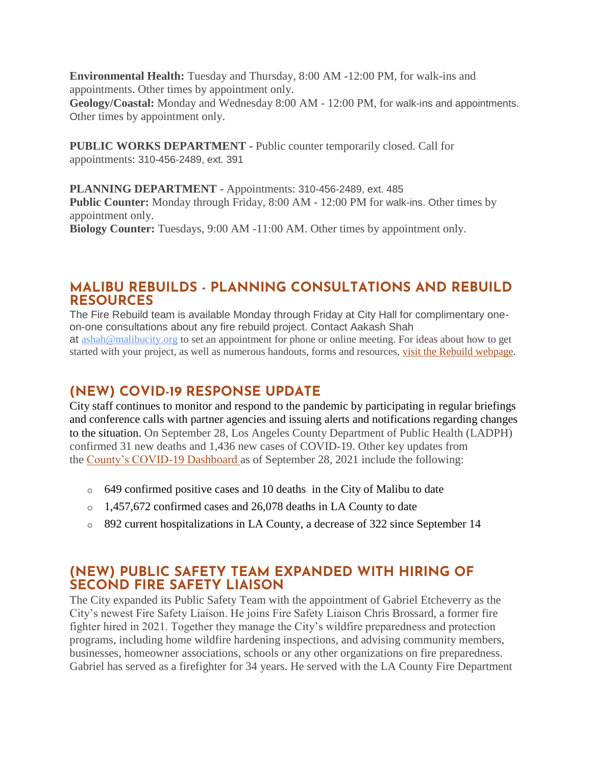**Environmental Health:** Tuesday and Thursday, 8:00 AM -12:00 PM, for walk-ins and appointments. Other times by appointment only.
**Geology/Coastal:** Monday and Wednesday 8:00 AM - 12:00 PM, for walk-ins and appointments. Other times by appointment only.

**PUBLIC WORKS DEPARTMENT -** Public counter temporarily closed. Call for appointments: 310-456-2489, ext. 391

**PLANNING DEPARTMENT -** Appointments: 310-456-2489, ext. 485
**Public Counter:** Monday through Friday, 8:00 AM - 12:00 PM for walk-ins. Other times by appointment only.
**Biology Counter:** Tuesdays, 9:00 AM -11:00 AM. Other times by appointment only.

## MALIBU REBUILDS - PLANNING CONSULTATIONS AND REBUILD RESOURCES

The Fire Rebuild team is available Monday through Friday at City Hall for complimentary one-on-one consultations about any fire rebuild project. Contact Aakash Shah at ashah@malibucity.org to set an appointment for phone or online meeting. For ideas about how to get started with your project, as well as numerous handouts, forms and resources, visit the Rebuild webpage.

## (NEW) COVID-19 RESPONSE UPDATE

City staff continues to monitor and respond to the pandemic by participating in regular briefings and conference calls with partner agencies and issuing alerts and notifications regarding changes to the situation. On September 28, Los Angeles County Department of Public Health (LADPH) confirmed 31 new deaths and 1,436 new cases of COVID-19. Other key updates from the County's COVID-19 Dashboard as of September 28, 2021 include the following:

- 649 confirmed positive cases and 10 deaths in the City of Malibu to date
- 1,457,672 confirmed cases and 26,078 deaths in LA County to date
- 892 current hospitalizations in LA County, a decrease of 322 since September 14

## (NEW) PUBLIC SAFETY TEAM EXPANDED WITH HIRING OF SECOND FIRE SAFETY LIAISON

The City expanded its Public Safety Team with the appointment of Gabriel Etcheverry as the City's newest Fire Safety Liaison. He joins Fire Safety Liaison Chris Brossard, a former fire fighter hired in 2021. Together they manage the City's wildfire preparedness and protection programs, including home wildfire hardening inspections, and advising community members, businesses, homeowner associations, schools or any other organizations on fire preparedness. Gabriel has served as a firefighter for 34 years. He served with the LA County Fire Department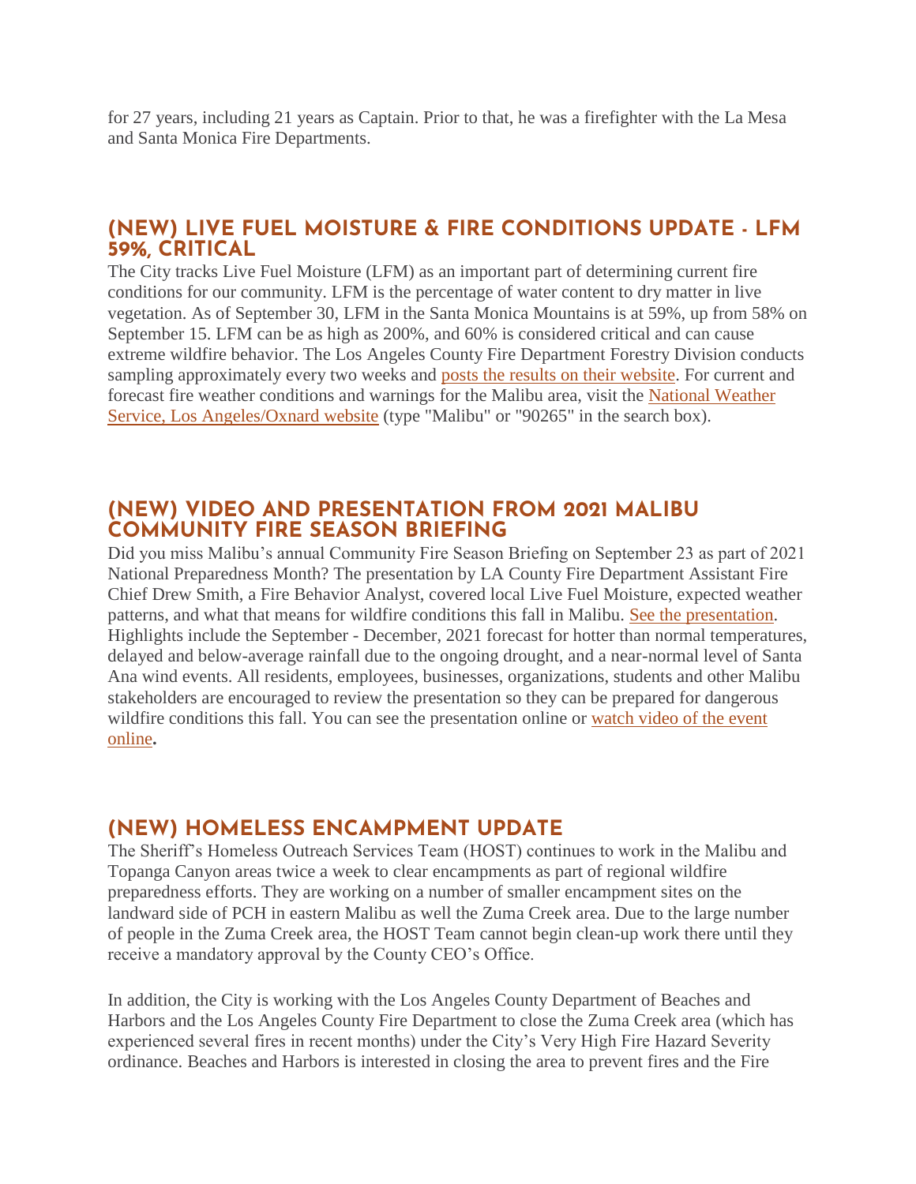for 27 years, including 21 years as Captain. Prior to that, he was a firefighter with the La Mesa and Santa Monica Fire Departments.

## (NEW) LIVE FUEL MOISTURE & FIRE CONDITIONS UPDATE - LFM 59%, CRITICAL

The City tracks Live Fuel Moisture (LFM) as an important part of determining current fire conditions for our community. LFM is the percentage of water content to dry matter in live vegetation. As of September 30, LFM in the Santa Monica Mountains is at 59%, up from 58% on September 15. LFM can be as high as 200%, and 60% is considered critical and can cause extreme wildfire behavior. The Los Angeles County Fire Department Forestry Division conducts sampling approximately every two weeks and posts the results on their website. For current and forecast fire weather conditions and warnings for the Malibu area, visit the National Weather Service, Los Angeles/Oxnard website (type "Malibu" or "90265" in the search box).

## (NEW) VIDEO AND PRESENTATION FROM 2021 MALIBU COMMUNITY FIRE SEASON BRIEFING

Did you miss Malibu's annual Community Fire Season Briefing on September 23 as part of 2021 National Preparedness Month? The presentation by LA County Fire Department Assistant Fire Chief Drew Smith, a Fire Behavior Analyst, covered local Live Fuel Moisture, expected weather patterns, and what that means for wildfire conditions this fall in Malibu. See the presentation. Highlights include the September - December, 2021 forecast for hotter than normal temperatures, delayed and below-average rainfall due to the ongoing drought, and a near-normal level of Santa Ana wind events. All residents, employees, businesses, organizations, students and other Malibu stakeholders are encouraged to review the presentation so they can be prepared for dangerous wildfire conditions this fall. You can see the presentation online or watch video of the event online**.**

## (NEW) HOMELESS ENCAMPMENT UPDATE

The Sheriff's Homeless Outreach Services Team (HOST) continues to work in the Malibu and Topanga Canyon areas twice a week to clear encampments as part of regional wildfire preparedness efforts. They are working on a number of smaller encampment sites on the landward side of PCH in eastern Malibu as well the Zuma Creek area. Due to the large number of people in the Zuma Creek area, the HOST Team cannot begin clean-up work there until they receive a mandatory approval by the County CEO's Office.

In addition, the City is working with the Los Angeles County Department of Beaches and Harbors and the Los Angeles County Fire Department to close the Zuma Creek area (which has experienced several fires in recent months) under the City's Very High Fire Hazard Severity ordinance. Beaches and Harbors is interested in closing the area to prevent fires and the Fire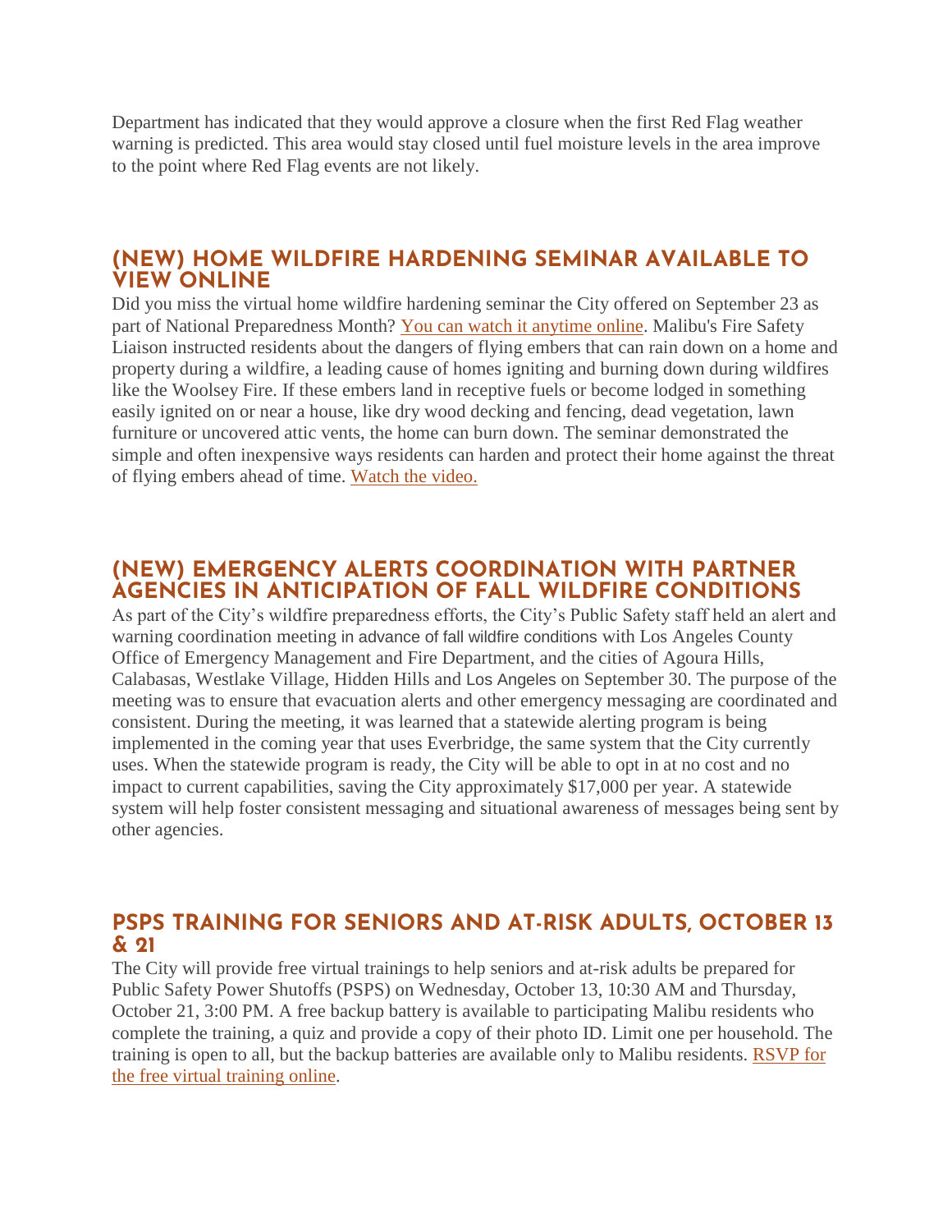Department has indicated that they would approve a closure when the first Red Flag weather warning is predicted. This area would stay closed until fuel moisture levels in the area improve to the point where Red Flag events are not likely.

## (NEW) HOME WILDFIRE HARDENING SEMINAR AVAILABLE TO VIEW ONLINE

Did you miss the virtual home wildfire hardening seminar the City offered on September 23 as part of National Preparedness Month? You can watch it anytime online. Malibu's Fire Safety Liaison instructed residents about the dangers of flying embers that can rain down on a home and property during a wildfire, a leading cause of homes igniting and burning down during wildfires like the Woolsey Fire. If these embers land in receptive fuels or become lodged in something easily ignited on or near a house, like dry wood decking and fencing, dead vegetation, lawn furniture or uncovered attic vents, the home can burn down. The seminar demonstrated the simple and often inexpensive ways residents can harden and protect their home against the threat of flying embers ahead of time. Watch the video.

## (NEW) EMERGENCY ALERTS COORDINATION WITH PARTNER AGENCIES IN ANTICIPATION OF FALL WILDFIRE CONDITIONS

As part of the City's wildfire preparedness efforts, the City's Public Safety staff held an alert and warning coordination meeting in advance of fall wildfire conditions with Los Angeles County Office of Emergency Management and Fire Department, and the cities of Agoura Hills, Calabasas, Westlake Village, Hidden Hills and Los Angeles on September 30. The purpose of the meeting was to ensure that evacuation alerts and other emergency messaging are coordinated and consistent. During the meeting, it was learned that a statewide alerting program is being implemented in the coming year that uses Everbridge, the same system that the City currently uses. When the statewide program is ready, the City will be able to opt in at no cost and no impact to current capabilities, saving the City approximately $17,000 per year. A statewide system will help foster consistent messaging and situational awareness of messages being sent by other agencies.

## PSPS TRAINING FOR SENIORS AND AT-RISK ADULTS, OCTOBER 13 & 21

The City will provide free virtual trainings to help seniors and at-risk adults be prepared for Public Safety Power Shutoffs (PSPS) on Wednesday, October 13, 10:30 AM and Thursday, October 21, 3:00 PM. A free backup battery is available to participating Malibu residents who complete the training, a quiz and provide a copy of their photo ID. Limit one per household. The training is open to all, but the backup batteries are available only to Malibu residents. RSVP for the free virtual training online.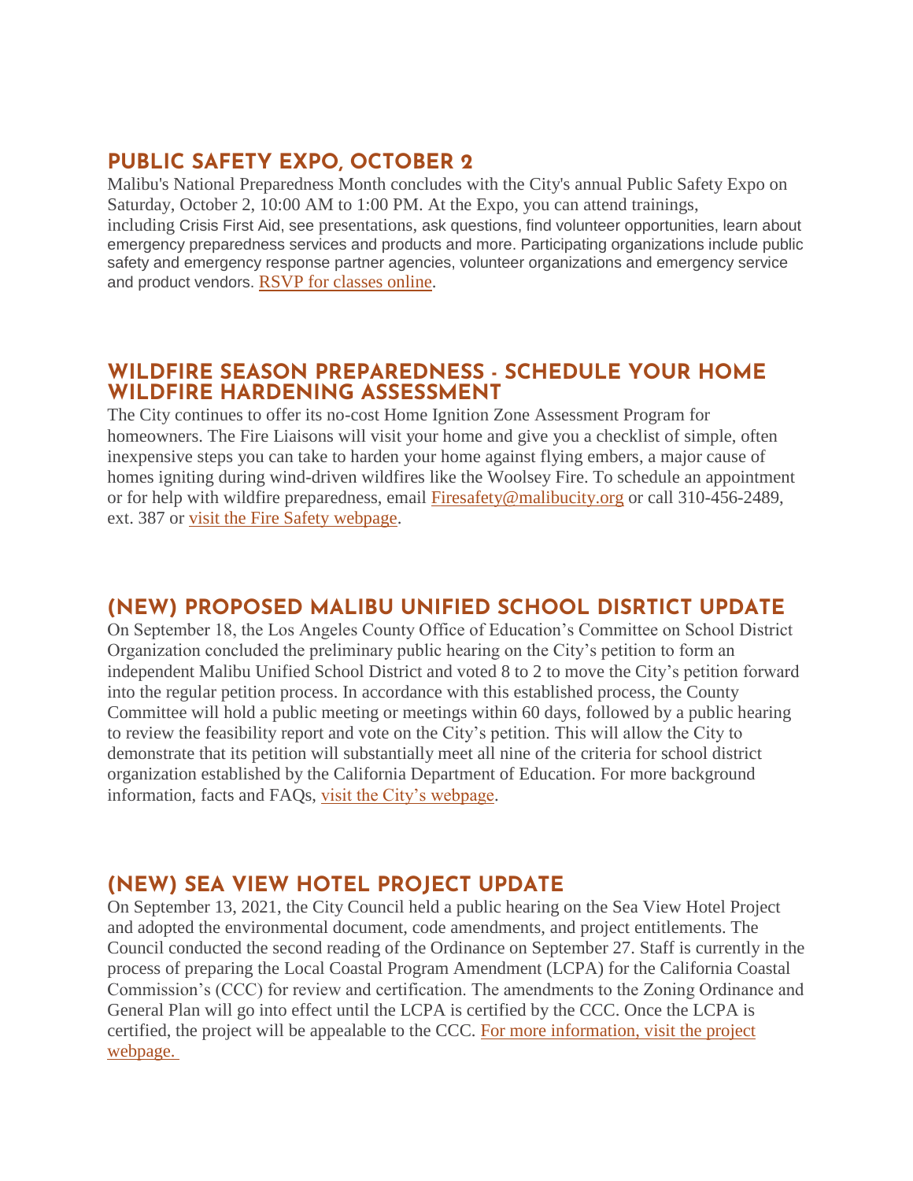## PUBLIC SAFETY EXPO, OCTOBER 2

Malibu's National Preparedness Month concludes with the City's annual Public Safety Expo on Saturday, October 2, 10:00 AM to 1:00 PM. At the Expo, you can attend trainings, including Crisis First Aid, see presentations, ask questions, find volunteer opportunities, learn about emergency preparedness services and products and more. Participating organizations include public safety and emergency response partner agencies, volunteer organizations and emergency service and product vendors. [RSVP for classes online](#).

## WILDFIRE SEASON PREPAREDNESS - SCHEDULE YOUR HOME WILDFIRE HARDENING ASSESSMENT

The City continues to offer its no-cost Home Ignition Zone Assessment Program for homeowners. The Fire Liaisons will visit your home and give you a checklist of simple, often inexpensive steps you can take to harden your home against flying embers, a major cause of homes igniting during wind-driven wildfires like the Woolsey Fire. To schedule an appointment or for help with wildfire preparedness, email [Firesafety@malibucity.org](mailto:Firesafety@malibucity.org) or call 310-456-2489, ext. 387 or [visit the Fire Safety webpage](#).

## (NEW) PROPOSED MALIBU UNIFIED SCHOOL DISRTICT UPDATE

On September 18, the Los Angeles County Office of Education's Committee on School District Organization concluded the preliminary public hearing on the City's petition to form an independent Malibu Unified School District and voted 8 to 2 to move the City's petition forward into the regular petition process. In accordance with this established process, the County Committee will hold a public meeting or meetings within 60 days, followed by a public hearing to review the feasibility report and vote on the City's petition. This will allow the City to demonstrate that its petition will substantially meet all nine of the criteria for school district organization established by the California Department of Education. For more background information, facts and FAQs, [visit the City's webpage](#).

## (NEW) SEA VIEW HOTEL PROJECT UPDATE

On September 13, 2021, the City Council held a public hearing on the Sea View Hotel Project and adopted the environmental document, code amendments, and project entitlements. The Council conducted the second reading of the Ordinance on September 27. Staff is currently in the process of preparing the Local Coastal Program Amendment (LCPA) for the California Coastal Commission's (CCC) for review and certification. The amendments to the Zoning Ordinance and General Plan will go into effect until the LCPA is certified by the CCC. Once the LCPA is certified, the project will be appealable to the CCC. [For more information, visit the project webpage.](#)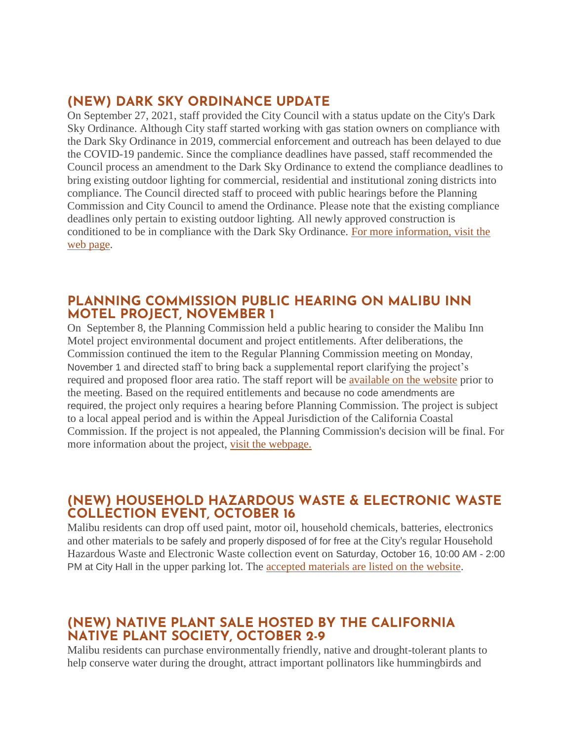## (NEW) DARK SKY ORDINANCE UPDATE

On September 27, 2021, staff provided the City Council with a status update on the City's Dark Sky Ordinance. Although City staff started working with gas station owners on compliance with the Dark Sky Ordinance in 2019, commercial enforcement and outreach has been delayed to due the COVID-19 pandemic. Since the compliance deadlines have passed, staff recommended the Council process an amendment to the Dark Sky Ordinance to extend the compliance deadlines to bring existing outdoor lighting for commercial, residential and institutional zoning districts into compliance. The Council directed staff to proceed with public hearings before the Planning Commission and City Council to amend the Ordinance. Please note that the existing compliance deadlines only pertain to existing outdoor lighting. All newly approved construction is conditioned to be in compliance with the Dark Sky Ordinance. For more information, visit the web page.

## PLANNING COMMISSION PUBLIC HEARING ON MALIBU INN MOTEL PROJECT, NOVEMBER 1

On September 8, the Planning Commission held a public hearing to consider the Malibu Inn Motel project environmental document and project entitlements. After deliberations, the Commission continued the item to the Regular Planning Commission meeting on Monday, November 1 and directed staff to bring back a supplemental report clarifying the project's required and proposed floor area ratio. The staff report will be available on the website prior to the meeting. Based on the required entitlements and because no code amendments are required, the project only requires a hearing before Planning Commission. The project is subject to a local appeal period and is within the Appeal Jurisdiction of the California Coastal Commission. If the project is not appealed, the Planning Commission's decision will be final. For more information about the project, visit the webpage.

## (NEW) HOUSEHOLD HAZARDOUS WASTE & ELECTRONIC WASTE COLLECTION EVENT, OCTOBER 16

Malibu residents can drop off used paint, motor oil, household chemicals, batteries, electronics and other materials to be safely and properly disposed of for free at the City's regular Household Hazardous Waste and Electronic Waste collection event on Saturday, October 16, 10:00 AM - 2:00 PM at City Hall in the upper parking lot. The accepted materials are listed on the website.

## (NEW) NATIVE PLANT SALE HOSTED BY THE CALIFORNIA NATIVE PLANT SOCIETY, OCTOBER 2-9

Malibu residents can purchase environmentally friendly, native and drought-tolerant plants to help conserve water during the drought, attract important pollinators like hummingbirds and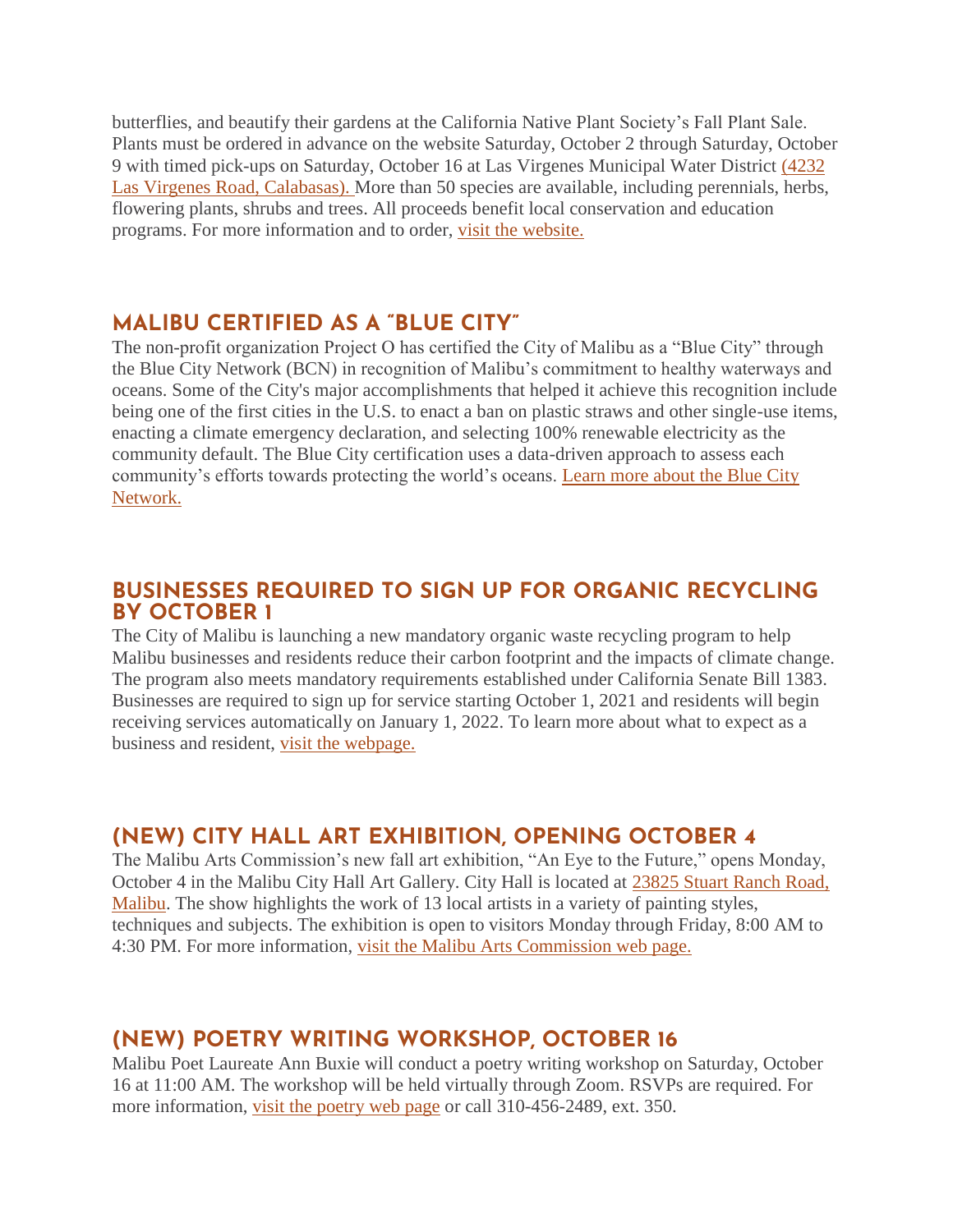butterflies, and beautify their gardens at the California Native Plant Society's Fall Plant Sale. Plants must be ordered in advance on the website Saturday, October 2 through Saturday, October 9 with timed pick-ups on Saturday, October 16 at Las Virgenes Municipal Water District (4232 Las Virgenes Road, Calabasas). More than 50 species are available, including perennials, herbs, flowering plants, shrubs and trees. All proceeds benefit local conservation and education programs. For more information and to order, visit the website.

## MALIBU CERTIFIED AS A "BLUE CITY"

The non-profit organization Project O has certified the City of Malibu as a "Blue City" through the Blue City Network (BCN) in recognition of Malibu's commitment to healthy waterways and oceans. Some of the City's major accomplishments that helped it achieve this recognition include being one of the first cities in the U.S. to enact a ban on plastic straws and other single-use items, enacting a climate emergency declaration, and selecting 100% renewable electricity as the community default. The Blue City certification uses a data-driven approach to assess each community's efforts towards protecting the world's oceans. Learn more about the Blue City Network.

## BUSINESSES REQUIRED TO SIGN UP FOR ORGANIC RECYCLING BY OCTOBER 1

The City of Malibu is launching a new mandatory organic waste recycling program to help Malibu businesses and residents reduce their carbon footprint and the impacts of climate change. The program also meets mandatory requirements established under California Senate Bill 1383. Businesses are required to sign up for service starting October 1, 2021 and residents will begin receiving services automatically on January 1, 2022. To learn more about what to expect as a business and resident, visit the webpage.

## (NEW) CITY HALL ART EXHIBITION, OPENING OCTOBER 4

The Malibu Arts Commission's new fall art exhibition, "An Eye to the Future," opens Monday, October 4 in the Malibu City Hall Art Gallery. City Hall is located at 23825 Stuart Ranch Road, Malibu. The show highlights the work of 13 local artists in a variety of painting styles, techniques and subjects. The exhibition is open to visitors Monday through Friday, 8:00 AM to 4:30 PM. For more information, visit the Malibu Arts Commission web page.

## (NEW) POETRY WRITING WORKSHOP, OCTOBER 16

Malibu Poet Laureate Ann Buxie will conduct a poetry writing workshop on Saturday, October 16 at 11:00 AM. The workshop will be held virtually through Zoom. RSVPs are required. For more information, visit the poetry web page or call 310-456-2489, ext. 350.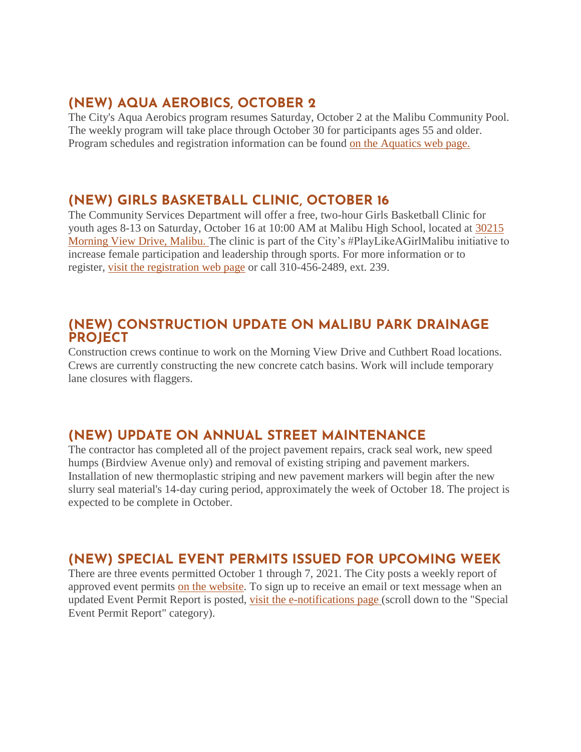## (NEW) AQUA AEROBICS, OCTOBER 2

The City's Aqua Aerobics program resumes Saturday, October 2 at the Malibu Community Pool. The weekly program will take place through October 30 for participants ages 55 and older. Program schedules and registration information can be found on the Aquatics web page.

## (NEW) GIRLS BASKETBALL CLINIC, OCTOBER 16

The Community Services Department will offer a free, two-hour Girls Basketball Clinic for youth ages 8-13 on Saturday, October 16 at 10:00 AM at Malibu High School, located at 30215 Morning View Drive, Malibu. The clinic is part of the City's #PlayLikeAGirlMalibu initiative to increase female participation and leadership through sports. For more information or to register, visit the registration web page or call 310-456-2489, ext. 239.

## (NEW) CONSTRUCTION UPDATE ON MALIBU PARK DRAINAGE PROJECT

Construction crews continue to work on the Morning View Drive and Cuthbert Road locations. Crews are currently constructing the new concrete catch basins. Work will include temporary lane closures with flaggers.

## (NEW) UPDATE ON ANNUAL STREET MAINTENANCE

The contractor has completed all of the project pavement repairs, crack seal work, new speed humps (Birdview Avenue only) and removal of existing striping and pavement markers. Installation of new thermoplastic striping and new pavement markers will begin after the new slurry seal material's 14-day curing period, approximately the week of October 18. The project is expected to be complete in October.

## (NEW) SPECIAL EVENT PERMITS ISSUED FOR UPCOMING WEEK

There are three events permitted October 1 through 7, 2021. The City posts a weekly report of approved event permits on the website. To sign up to receive an email or text message when an updated Event Permit Report is posted, visit the e-notifications page (scroll down to the "Special Event Permit Report" category).